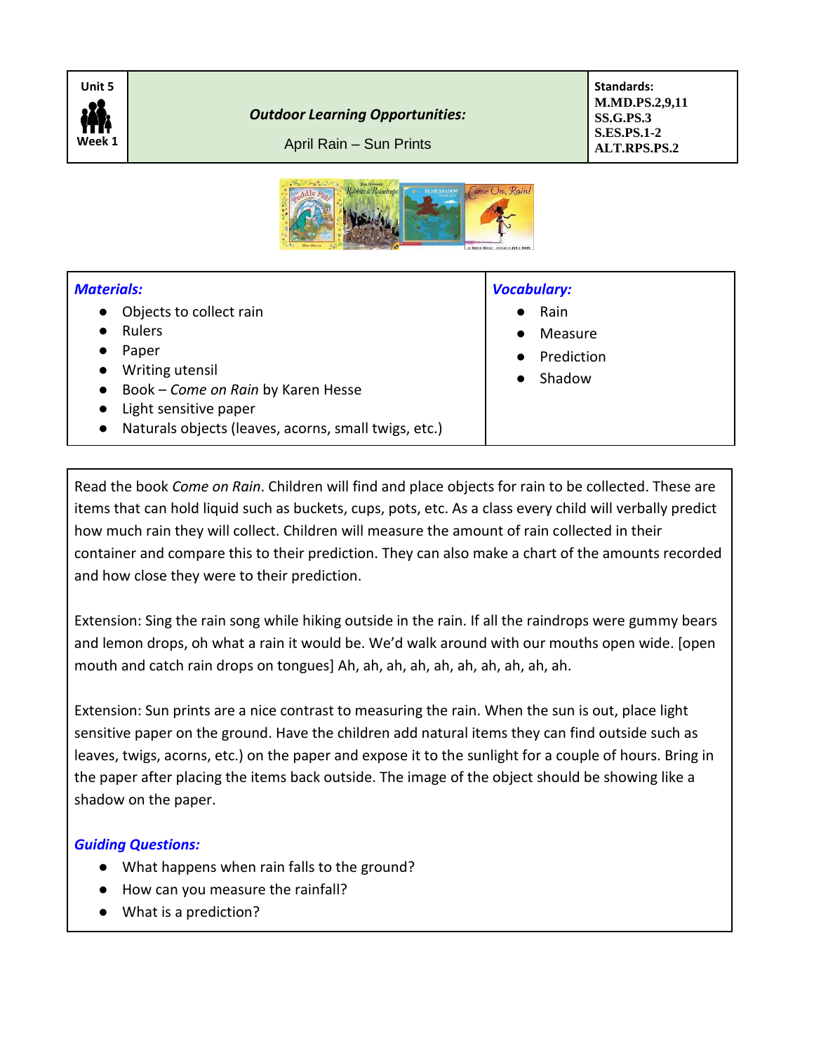| Unit 5 Week 1 | *Outdoor Learning Opportunities:* April Rain – Sun Prints | Standards: M.MD.PS.2,9,11 SS.G.PS.3 S.ES.PS.1-2 ALT.RPS.PS.2 |
|---|---|---|

| *Materials:* | *Vocabulary:* |
|---|---|
| ● Objects to collect rain<br>● Rulers<br>● Paper<br>● Writing utensil<br>● Book – *Come on Rain* by Karen Hesse<br>● Light sensitive paper<br>● Naturals objects (leaves, acorns, small twigs, etc.) | ● Rain<br>● Measure<br>● Prediction<br>● Shadow |

Read the book *Come on Rain*. Children will find and place objects for rain to be collected. These are items that can hold liquid such as buckets, cups, pots, etc. As a class every child will verbally predict how much rain they will collect. Children will measure the amount of rain collected in their container and compare this to their prediction. They can also make a chart of the amounts recorded and how close they were to their prediction.

Extension: Sing the rain song while hiking outside in the rain. If all the raindrops were gummy bears and lemon drops, oh what a rain it would be. We'd walk around with our mouths open wide. [open mouth and catch rain drops on tongues] Ah, ah, ah, ah, ah, ah, ah, ah, ah, ah.

Extension: Sun prints are a nice contrast to measuring the rain. When the sun is out, place light sensitive paper on the ground. Have the children add natural items they can find outside such as leaves, twigs, acorns, etc.) on the paper and expose it to the sunlight for a couple of hours. Bring in the paper after placing the items back outside. The image of the object should be showing like a shadow on the paper.

***Guiding Questions:***

- What happens when rain falls to the ground?
- How can you measure the rainfall?
- What is a prediction?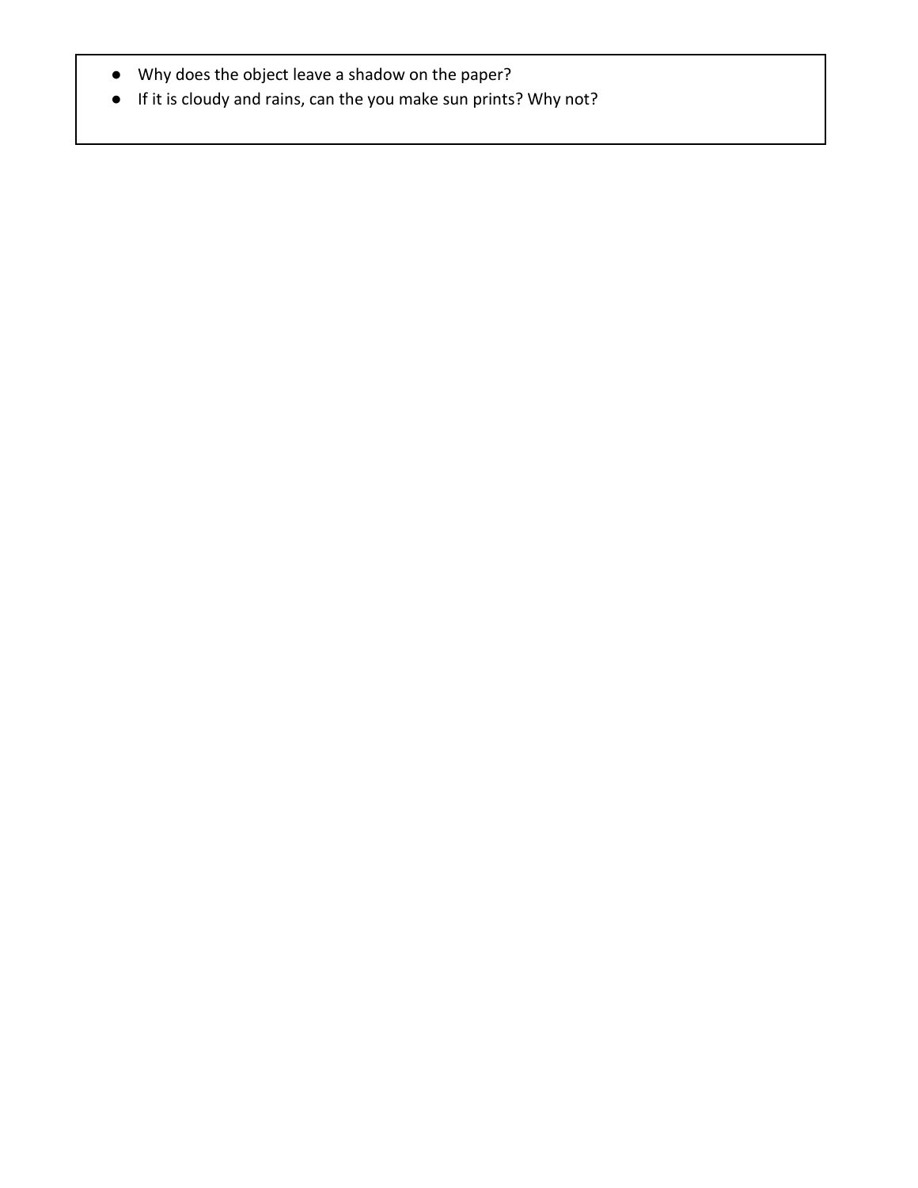- Why does the object leave a shadow on the paper?
- If it is cloudy and rains, can the you make sun prints? Why not?